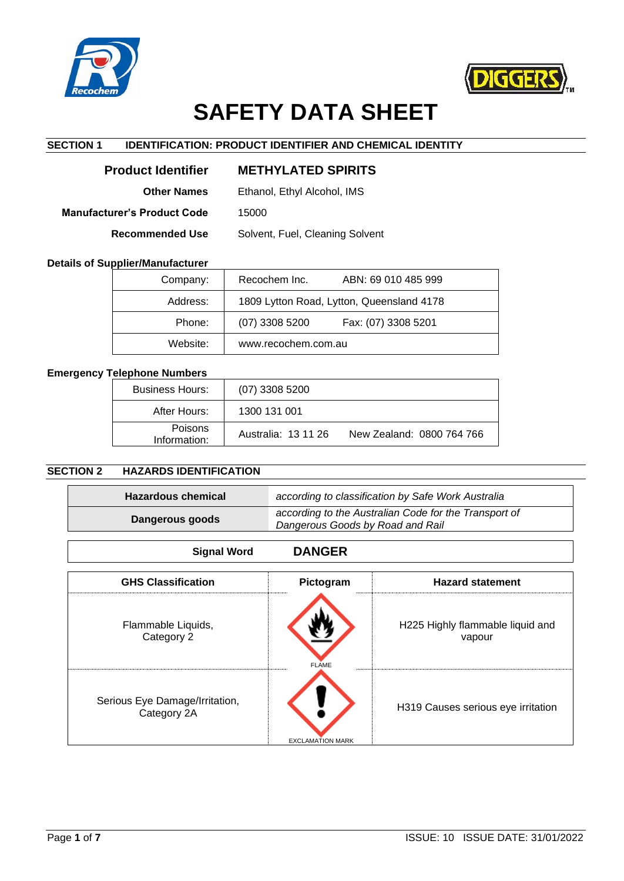# SAFETY DATA SHEET

## SECTION 1 IDENTIFICATION: PRODUCT IDENTIFIER AND CHEMICAL IDENTITY

| | |
|---|---|
| **Product Identifier** | **METHYLATED SPIRITS** |
| **Other Names** | Ethanol, Ethyl Alcohol, IMS |
| **Manufacturer's Product Code** | 15000 |
| **Recommended Use** | Solvent, Fuel, Cleaning Solvent |

**Details of Supplier/Manufacturer**

| | | |
|---|---|---|
| Company: | Recochem Inc. | ABN: 69 010 485 999 |
| Address: | 1809 Lytton Road, Lytton, Queensland 4178 | |
| Phone: | (07) 3308 5200 | Fax: (07) 3308 5201 |
| Website: | www.recochem.com.au | |

**Emergency Telephone Numbers**

| | | |
|---|---|---|
| Business Hours: | (07) 3308 5200 | |
| After Hours: | 1300 131 001 | |
| Poisons Information: | Australia: 13 11 26 | New Zealand: 0800 764 766 |

## SECTION 2 HAZARDS IDENTIFICATION

| | |
|---|---|
| **Hazardous chemical** | *according to classification by Safe Work Australia* |
| **Dangerous goods** | *according to the Australian Code for the Transport of Dangerous Goods by Road and Rail* |

**Signal Word** **DANGER**

| GHS Classification | Pictogram | Hazard statement |
|---|---|---|
| Flammable Liquids, Category 2 | FLAME | H225 Highly flammable liquid and vapour |
| Serious Eye Damage/Irritation, Category 2A | EXCLAMATION MARK | H319 Causes serious eye irritation |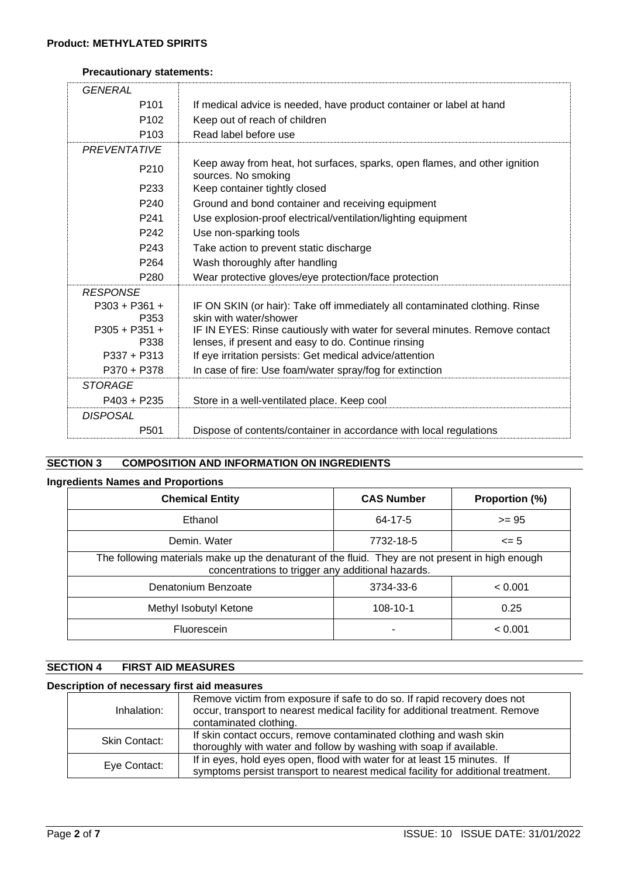**Product: METHYLATED SPIRITS**

**Precautionary statements:**

| | |
|---|---|
| *GENERAL* | |
| P101 | If medical advice is needed, have product container or label at hand |
| P102 | Keep out of reach of children |
| P103 | Read label before use |
| *PREVENTATIVE* | |
| P210 | Keep away from heat, hot surfaces, sparks, open flames, and other ignition sources. No smoking |
| P233 | Keep container tightly closed |
| P240 | Ground and bond container and receiving equipment |
| P241 | Use explosion-proof electrical/ventilation/lighting equipment |
| P242 | Use non-sparking tools |
| P243 | Take action to prevent static discharge |
| P264 | Wash thoroughly after handling |
| P280 | Wear protective gloves/eye protection/face protection |
| *RESPONSE* | |
| P303 + P361 + P353 | IF ON SKIN (or hair): Take off immediately all contaminated clothing. Rinse skin with water/shower |
| P305 + P351 + P338 | IF IN EYES: Rinse cautiously with water for several minutes. Remove contact lenses, if present and easy to do. Continue rinsing |
| P337 + P313 | If eye irritation persists: Get medical advice/attention |
| P370 + P378 | In case of fire: Use foam/water spray/fog for extinction |
| *STORAGE* | |
| P403 + P235 | Store in a well-ventilated place. Keep cool |
| *DISPOSAL* | |
| P501 | Dispose of contents/container in accordance with local regulations |

## SECTION 3 COMPOSITION AND INFORMATION ON INGREDIENTS

**Ingredients Names and Proportions**

| Chemical Entity | CAS Number | Proportion (%) |
|---|---|---|
| Ethanol | 64-17-5 | >= 95 |
| Demin. Water | 7732-18-5 | <= 5 |
| The following materials make up the denaturant of the fluid. They are not present in high enough concentrations to trigger any additional hazards. | | |
| Denatonium Benzoate | 3734-33-6 | < 0.001 |
| Methyl Isobutyl Ketone | 108-10-1 | 0.25 |
| Fluorescein | - | < 0.001 |

## SECTION 4 FIRST AID MEASURES

**Description of necessary first aid measures**

| | |
|---|---|
| Inhalation: | Remove victim from exposure if safe to do so. If rapid recovery does not occur, transport to nearest medical facility for additional treatment. Remove contaminated clothing. |
| Skin Contact: | If skin contact occurs, remove contaminated clothing and wash skin thoroughly with water and follow by washing with soap if available. |
| Eye Contact: | If in eyes, hold eyes open, flood with water for at least 15 minutes. If symptoms persist transport to nearest medical facility for additional treatment. |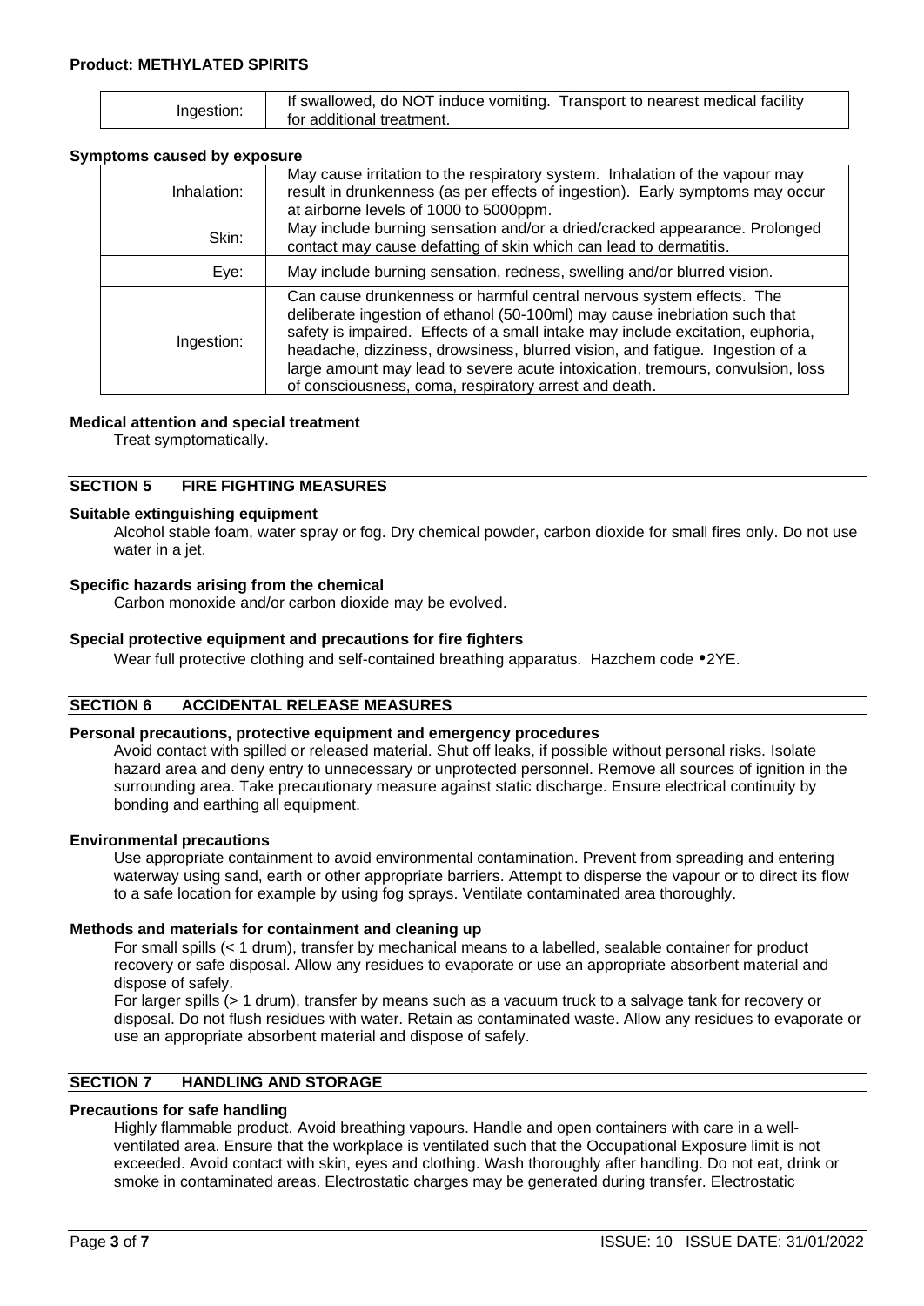| Ingestion: | If swallowed, do NOT induce vomiting. Transport to nearest medical facility for additional treatment. |
|---|---|

**Symptoms caused by exposure**

| Inhalation: | May cause irritation to the respiratory system. Inhalation of the vapour may result in drunkenness (as per effects of ingestion). Early symptoms may occur at airborne levels of 1000 to 5000ppm. |
|---|---|
| Skin: | May include burning sensation and/or a dried/cracked appearance. Prolonged contact may cause defatting of skin which can lead to dermatitis. |
| Eye: | May include burning sensation, redness, swelling and/or blurred vision. |
| Ingestion: | Can cause drunkenness or harmful central nervous system effects. The deliberate ingestion of ethanol (50-100ml) may cause inebriation such that safety is impaired. Effects of a small intake may include excitation, euphoria, headache, dizziness, drowsiness, blurred vision, and fatigue. Ingestion of a large amount may lead to severe acute intoxication, tremours, convulsion, loss of consciousness, coma, respiratory arrest and death. |

**Medical attention and special treatment**

Treat symptomatically.

## SECTION 5 FIRE FIGHTING MEASURES

**Suitable extinguishing equipment**

Alcohol stable foam, water spray or fog. Dry chemical powder, carbon dioxide for small fires only. Do not use water in a jet.

**Specific hazards arising from the chemical**

Carbon monoxide and/or carbon dioxide may be evolved.

**Special protective equipment and precautions for fire fighters**

Wear full protective clothing and self-contained breathing apparatus. Hazchem code •2YE.

## SECTION 6 ACCIDENTAL RELEASE MEASURES

**Personal precautions, protective equipment and emergency procedures**

Avoid contact with spilled or released material. Shut off leaks, if possible without personal risks. Isolate hazard area and deny entry to unnecessary or unprotected personnel. Remove all sources of ignition in the surrounding area. Take precautionary measure against static discharge. Ensure electrical continuity by bonding and earthing all equipment.

**Environmental precautions**

Use appropriate containment to avoid environmental contamination. Prevent from spreading and entering waterway using sand, earth or other appropriate barriers. Attempt to disperse the vapour or to direct its flow to a safe location for example by using fog sprays. Ventilate contaminated area thoroughly.

**Methods and materials for containment and cleaning up**

For small spills (< 1 drum), transfer by mechanical means to a labelled, sealable container for product recovery or safe disposal. Allow any residues to evaporate or use an appropriate absorbent material and dispose of safely.

For larger spills (> 1 drum), transfer by means such as a vacuum truck to a salvage tank for recovery or disposal. Do not flush residues with water. Retain as contaminated waste. Allow any residues to evaporate or use an appropriate absorbent material and dispose of safely.

## SECTION 7 HANDLING AND STORAGE

**Precautions for safe handling**

Highly flammable product. Avoid breathing vapours. Handle and open containers with care in a well-ventilated area. Ensure that the workplace is ventilated such that the Occupational Exposure limit is not exceeded. Avoid contact with skin, eyes and clothing. Wash thoroughly after handling. Do not eat, drink or smoke in contaminated areas. Electrostatic charges may be generated during transfer. Electrostatic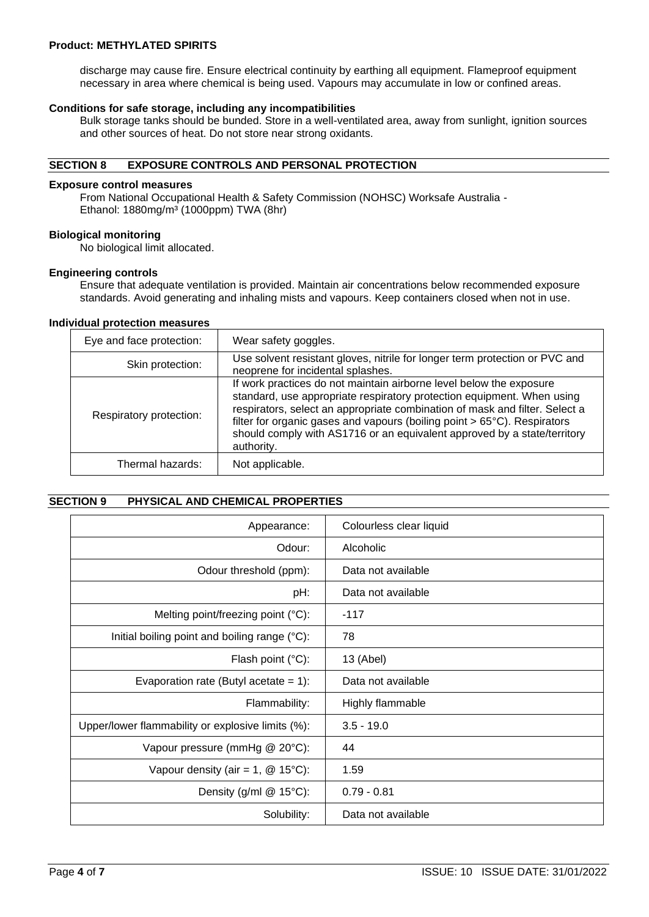discharge may cause fire. Ensure electrical continuity by earthing all equipment. Flameproof equipment necessary in area where chemical is being used. Vapours may accumulate in low or confined areas.

**Conditions for safe storage, including any incompatibilities**

Bulk storage tanks should be bunded. Store in a well-ventilated area, away from sunlight, ignition sources and other sources of heat. Do not store near strong oxidants.

## SECTION 8 EXPOSURE CONTROLS AND PERSONAL PROTECTION

**Exposure control measures**

From National Occupational Health & Safety Commission (NOHSC) Worksafe Australia - Ethanol: 1880mg/m³ (1000ppm) TWA (8hr)

**Biological monitoring**

No biological limit allocated.

**Engineering controls**

Ensure that adequate ventilation is provided. Maintain air concentrations below recommended exposure standards. Avoid generating and inhaling mists and vapours. Keep containers closed when not in use.

**Individual protection measures**

| | |
|---|---|
| Eye and face protection: | Wear safety goggles. |
| Skin protection: | Use solvent resistant gloves, nitrile for longer term protection or PVC and neoprene for incidental splashes. |
| Respiratory protection: | If work practices do not maintain airborne level below the exposure standard, use appropriate respiratory protection equipment. When using respirators, select an appropriate combination of mask and filter. Select a filter for organic gases and vapours (boiling point > 65°C). Respirators should comply with AS1716 or an equivalent approved by a state/territory authority. |
| Thermal hazards: | Not applicable. |

## SECTION 9 PHYSICAL AND CHEMICAL PROPERTIES

| | |
|---|---|
| Appearance: | Colourless clear liquid |
| Odour: | Alcoholic |
| Odour threshold (ppm): | Data not available |
| pH: | Data not available |
| Melting point/freezing point (°C): | -117 |
| Initial boiling point and boiling range (°C): | 78 |
| Flash point (°C): | 13 (Abel) |
| Evaporation rate (Butyl acetate = 1): | Data not available |
| Flammability: | Highly flammable |
| Upper/lower flammability or explosive limits (%): | 3.5 - 19.0 |
| Vapour pressure (mmHg @ 20°C): | 44 |
| Vapour density (air = 1, @ 15°C): | 1.59 |
| Density (g/ml @ 15°C): | 0.79 - 0.81 |
| Solubility: | Data not available |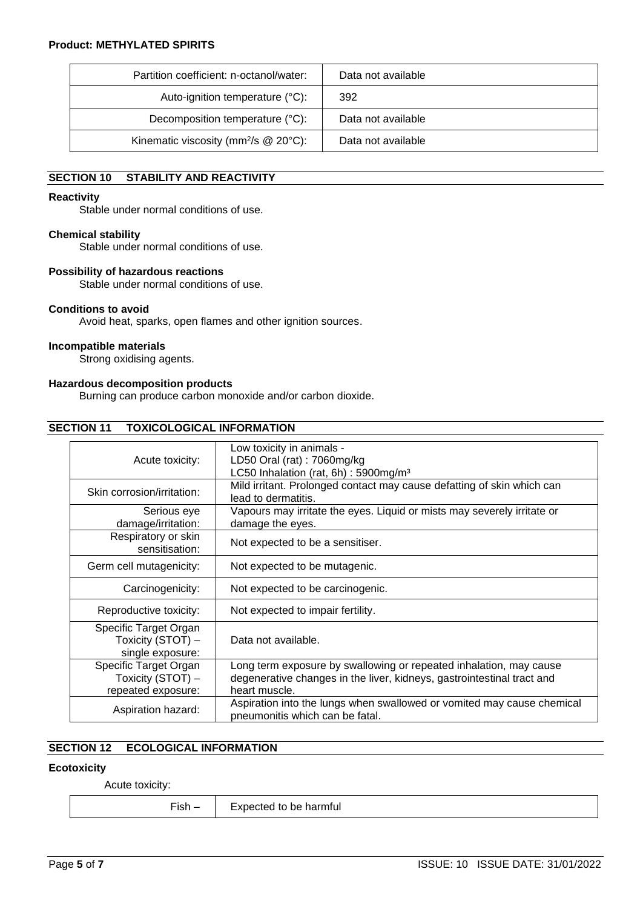| Partition coefficient: n-octanol/water: | Data not available |
|---|---|
| Auto-ignition temperature (°C): | 392 |
| Decomposition temperature (°C): | Data not available |
| Kinematic viscosity ($mm^2/s$ @ 20°C): | Data not available |

## SECTION 10 STABILITY AND REACTIVITY

**Reactivity**

Stable under normal conditions of use.

**Chemical stability**

Stable under normal conditions of use.

**Possibility of hazardous reactions**

Stable under normal conditions of use.

**Conditions to avoid**

Avoid heat, sparks, open flames and other ignition sources.

**Incompatible materials**

Strong oxidising agents.

**Hazardous decomposition products**

Burning can produce carbon monoxide and/or carbon dioxide.

## SECTION 11 TOXICOLOGICAL INFORMATION

| | |
|---|---|
| Acute toxicity: | Low toxicity in animals - LD50 Oral (rat) : 7060mg/kg LC50 Inhalation (rat, 6h) : 5900mg/$m^3$ |
| Skin corrosion/irritation: | Mild irritant. Prolonged contact may cause defatting of skin which can lead to dermatitis. |
| Serious eye damage/irritation: | Vapours may irritate the eyes. Liquid or mists may severely irritate or damage the eyes. |
| Respiratory or skin sensitisation: | Not expected to be a sensitiser. |
| Germ cell mutagenicity: | Not expected to be mutagenic. |
| Carcinogenicity: | Not expected to be carcinogenic. |
| Reproductive toxicity: | Not expected to impair fertility. |
| Specific Target Organ Toxicity (STOT) – single exposure: | Data not available. |
| Specific Target Organ Toxicity (STOT) – repeated exposure: | Long term exposure by swallowing or repeated inhalation, may cause degenerative changes in the liver, kidneys, gastrointestinal tract and heart muscle. |
| Aspiration hazard: | Aspiration into the lungs when swallowed or vomited may cause chemical pneumonitis which can be fatal. |

## SECTION 12 ECOLOGICAL INFORMATION

**Ecotoxicity**

Acute toxicity:

| | |
|---|---|
| Fish – | Expected to be harmful |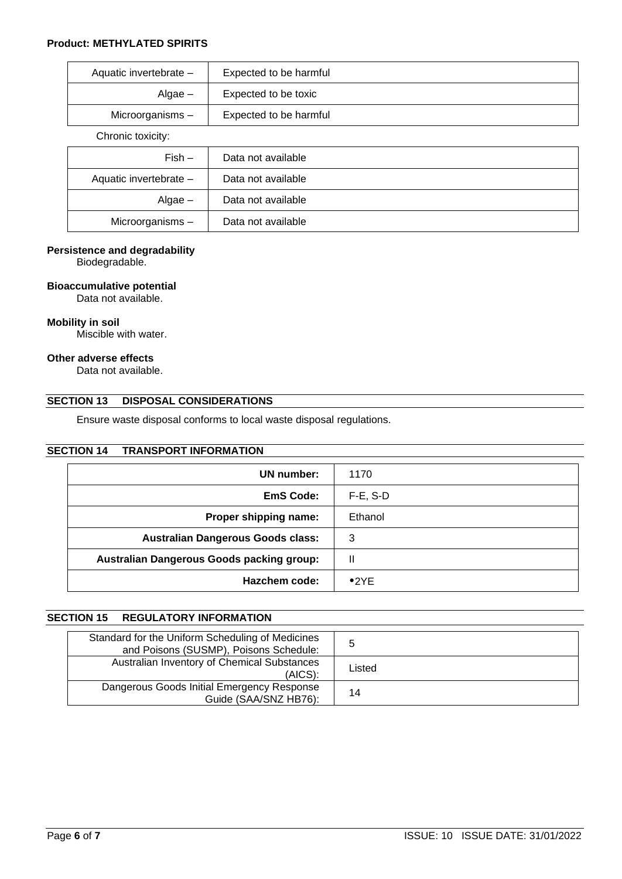| Aquatic invertebrate – | Expected to be harmful |
|---|---|
| Algae – | Expected to be toxic |
| Microorganisms – | Expected to be harmful |

Chronic toxicity:

| Fish – | Data not available |
|---|---|
| Aquatic invertebrate – | Data not available |
| Algae – | Data not available |
| Microorganisms – | Data not available |

**Persistence and degradability**

Biodegradable.

**Bioaccumulative potential**

Data not available.

**Mobility in soil**

Miscible with water.

**Other adverse effects**

Data not available.

## SECTION 13 DISPOSAL CONSIDERATIONS

Ensure waste disposal conforms to local waste disposal regulations.

## SECTION 14 TRANSPORT INFORMATION

| **UN number:** | 1170 |
|---|---|
| **EmS Code:** | F-E, S-D |
| **Proper shipping name:** | Ethanol |
| **Australian Dangerous Goods class:** | 3 |
| **Australian Dangerous Goods packing group:** | II |
| **Hazchem code:** | •2YE |

## SECTION 15 REGULATORY INFORMATION

| Standard for the Uniform Scheduling of Medicines and Poisons (SUSMP), Poisons Schedule: | 5 |
|---|---|
| Australian Inventory of Chemical Substances (AICS): | Listed |
| Dangerous Goods Initial Emergency Response Guide (SAA/SNZ HB76): | 14 |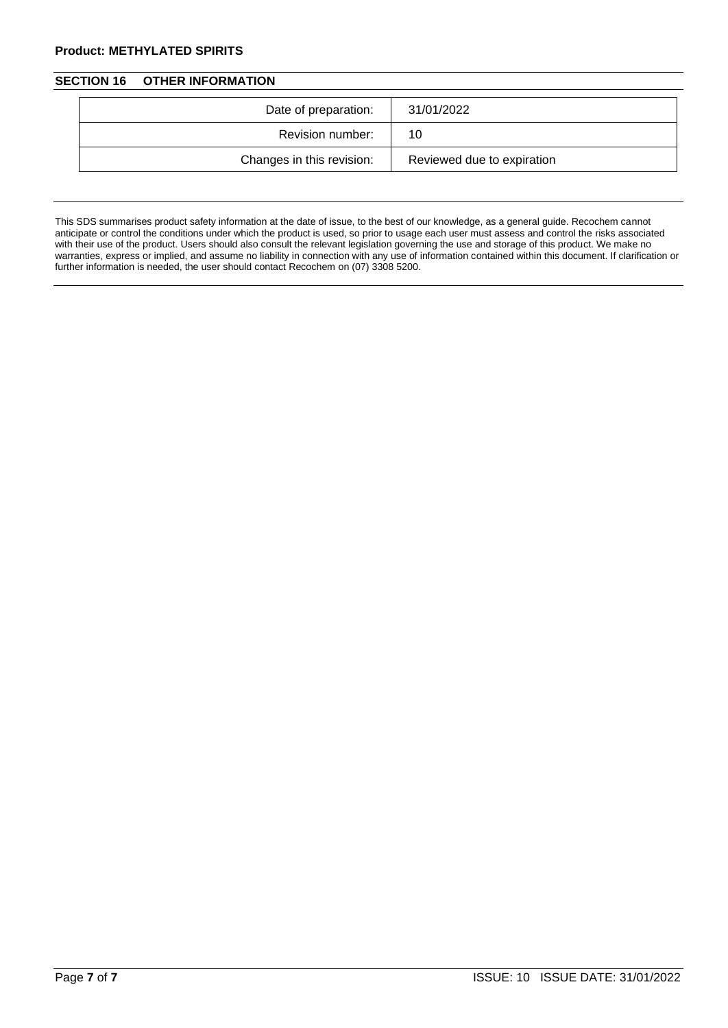## SECTION 16 OTHER INFORMATION

| | |
|---|---|
| Date of preparation: | 31/01/2022 |
| Revision number: | 10 |
| Changes in this revision: | Reviewed due to expiration |

This SDS summarises product safety information at the date of issue, to the best of our knowledge, as a general guide. Recochem cannot anticipate or control the conditions under which the product is used, so prior to usage each user must assess and control the risks associated with their use of the product. Users should also consult the relevant legislation governing the use and storage of this product. We make no warranties, express or implied, and assume no liability in connection with any use of information contained within this document. If clarification or further information is needed, the user should contact Recochem on (07) 3308 5200.